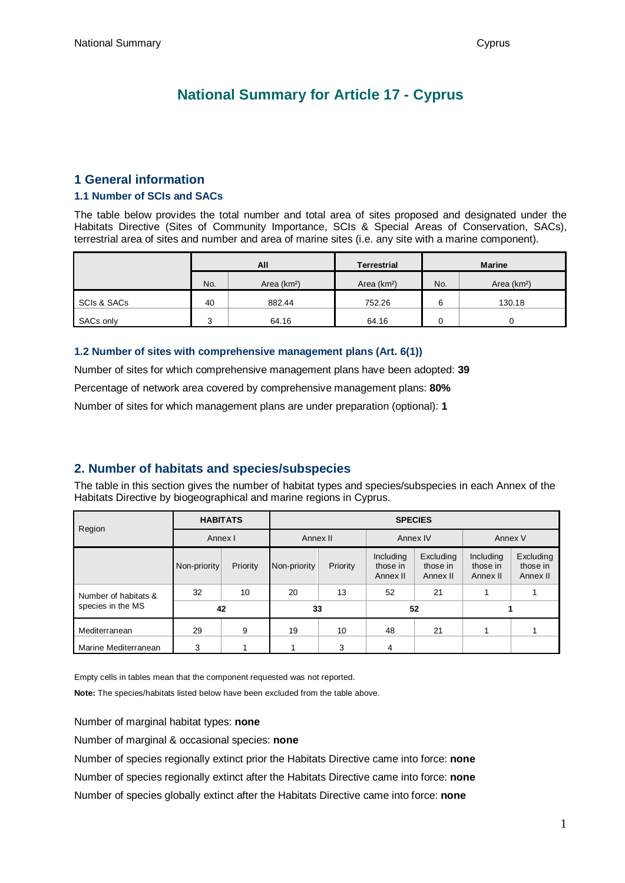# National Summary for Article 17 - Cyprus

## 1 General information

### 1.1 Number of SCIs and SACs

The table below provides the total number and total area of sites proposed and designated under the Habitats Directive (Sites of Community Importance, SCIs & Special Areas of Conservation, SACs), terrestrial area of sites and number and area of marine sites (i.e. any site with a marine component).

| | All | | Terrestrial | Marine | |
|---|---|---|---|---|---|
| | No. | Area (km²) | Area (km²) | No. | Area (km²) |
| SCIs & SACs | 40 | 882.44 | 752.26 | 6 | 130.18 |
| SACs only | 3 | 64.16 | 64.16 | 0 | 0 |

### 1.2 Number of sites with comprehensive management plans (Art. 6(1))

Number of sites for which comprehensive management plans have been adopted: **39**

Percentage of network area covered by comprehensive management plans: **80%**

Number of sites for which management plans are under preparation (optional): **1**

## 2. Number of habitats and species/subspecies

The table in this section gives the number of habitat types and species/subspecies in each Annex of the Habitats Directive by biogeographical and marine regions in Cyprus.

| Region | HABITATS | | SPECIES | | | | | |
|---|---|---|---|---|---|---|---|---|
| | Annex I | | Annex II | | Annex IV | | Annex V | |
| | Non-priority | Priority | Non-priority | Priority | Including those in Annex II | Excluding those in Annex II | Including those in Annex II | Excluding those in Annex II |
| Number of habitats & species in the MS | 32 | 10 | 20 | 13 | 52 | 21 | 1 | 1 |
| | **42** | | **33** | | **52** | | **1** | |
| Mediterranean | 29 | 9 | 19 | 10 | 48 | 21 | 1 | 1 |
| Marine Mediterranean | 3 | 1 | 1 | 3 | 4 | | | |

Empty cells in tables mean that the component requested was not reported.

**Note:** The species/habitats listed below have been excluded from the table above.

Number of marginal habitat types: **none**

Number of marginal & occasional species: **none**

Number of species regionally extinct prior the Habitats Directive came into force: **none**

Number of species regionally extinct after the Habitats Directive came into force: **none**

Number of species globally extinct after the Habitats Directive came into force: **none**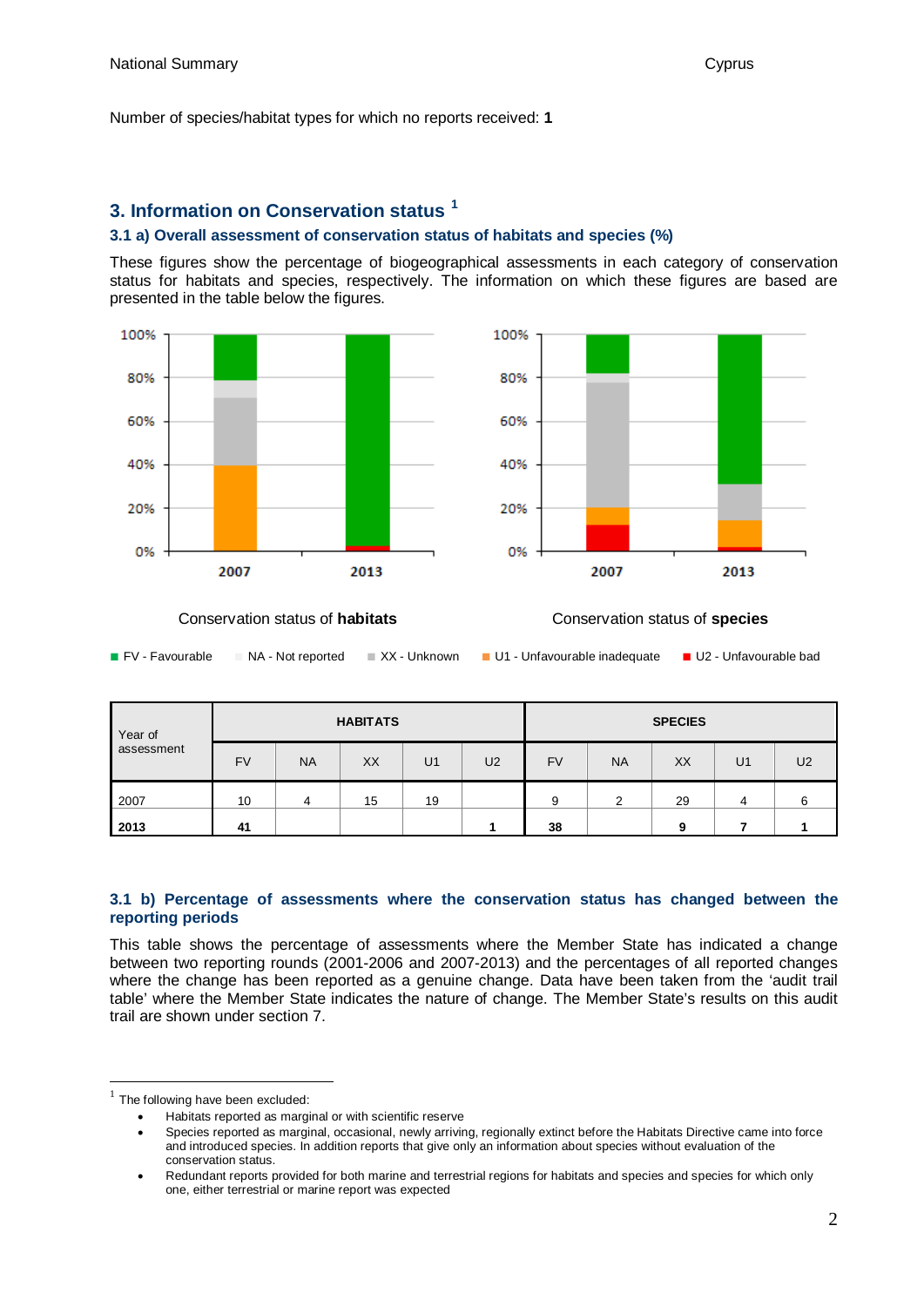Number of species/habitat types for which no reports received: **1**

## 3. Information on Conservation status [1]

### 3.1 a) Overall assessment of conservation status of habitats and species (%)

These figures show the percentage of biogeographical assessments in each category of conservation status for habitats and species, respectively. The information on which these figures are based are presented in the table below the figures.

Conservation status of **habitats**

Conservation status of **species**

FV - Favourable NA - Not reported XX - Unknown U1 - Unfavourable inadequate U2 - Unfavourable bad

| Year of assessment | HABITATS | | | | | SPECIES | | | | |
|---|---|---|---|---|---|---|---|---|---|---|
| | FV | NA | XX | U1 | U2 | FV | NA | XX | U1 | U2 |
| 2007 | 10 | 4 | 15 | 19 | | 9 | 2 | 29 | 4 | 6 |
| **2013** | **41** | | | | **1** | **38** | | **9** | **7** | **1** |

### 3.1 b) Percentage of assessments where the conservation status has changed between the reporting periods

This table shows the percentage of assessments where the Member State has indicated a change between two reporting rounds (2001-2006 and 2007-2013) and the percentages of all reported changes where the change has been reported as a genuine change. Data have been taken from the 'audit trail table' where the Member State indicates the nature of change. The Member State's results on this audit trail are shown under section 7.

---

[1] The following have been excluded:

- Habitats reported as marginal or with scientific reserve
- Species reported as marginal, occasional, newly arriving, regionally extinct before the Habitats Directive came into force and introduced species. In addition reports that give only an information about species without evaluation of the conservation status.
- Redundant reports provided for both marine and terrestrial regions for habitats and species and species for which only one, either terrestrial or marine report was expected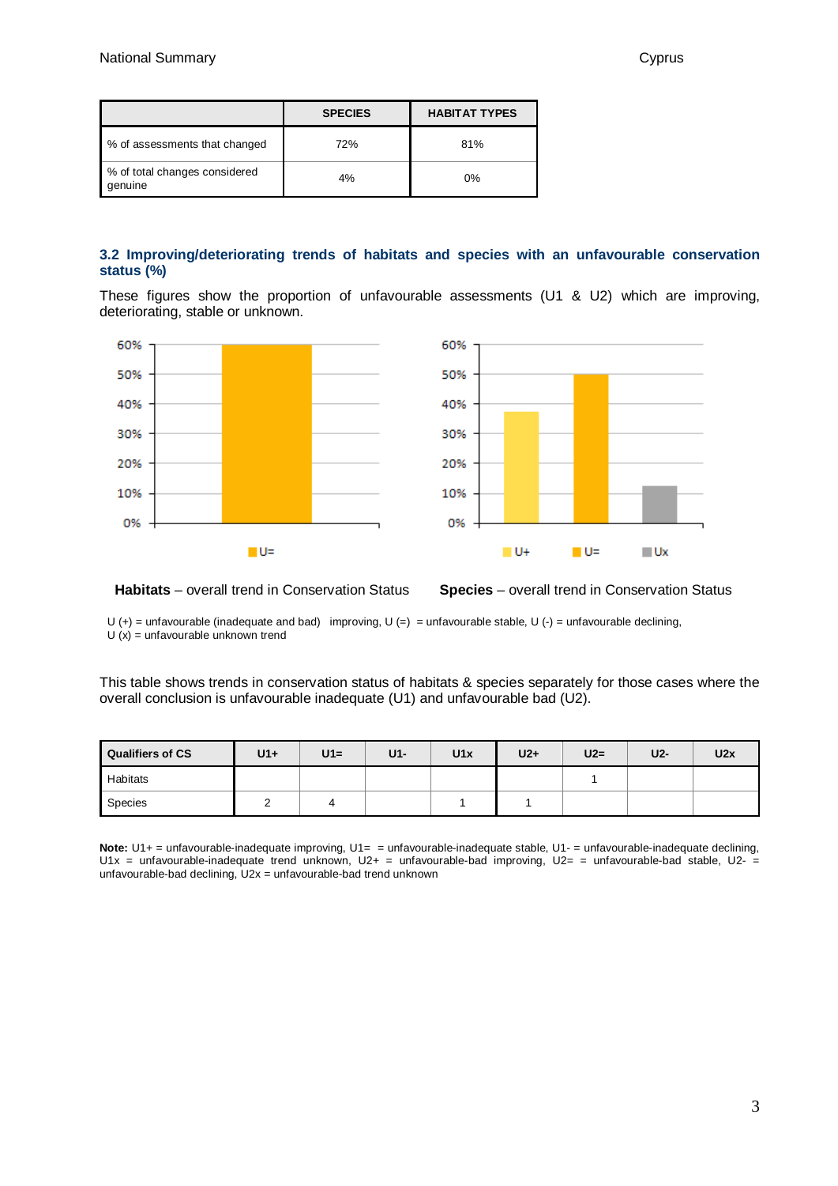| | SPECIES | HABITAT TYPES |
|---|---|---|
| % of assessments that changed | 72% | 81% |
| % of total changes considered genuine | 4% | 0% |

### 3.2 Improving/deteriorating trends of habitats and species with an unfavourable conservation status (%)

These figures show the proportion of unfavourable assessments (U1 & U2) which are improving, deteriorating, stable or unknown.

**Habitats** – overall trend in Conservation Status

**Species** – overall trend in Conservation Status

U (+) = unfavourable (inadequate and bad) improving, U (=) = unfavourable stable, U (-) = unfavourable declining, U (x) = unfavourable unknown trend

This table shows trends in conservation status of habitats & species separately for those cases where the overall conclusion is unfavourable inadequate (U1) and unfavourable bad (U2).

| Qualifiers of CS | U1+ | U1= | U1- | U1x | U2+ | U2= | U2- | U2x |
|---|---|---|---|---|---|---|---|---|
| Habitats | | | | | | 1 | | |
| Species | 2 | 4 | | 1 | 1 | | | |

**Note:** U1+ = unfavourable-inadequate improving, U1= = unfavourable-inadequate stable, U1- = unfavourable-inadequate declining, U1x = unfavourable-inadequate trend unknown, U2+ = unfavourable-bad improving, U2= = unfavourable-bad stable, U2- = unfavourable-bad declining, U2x = unfavourable-bad trend unknown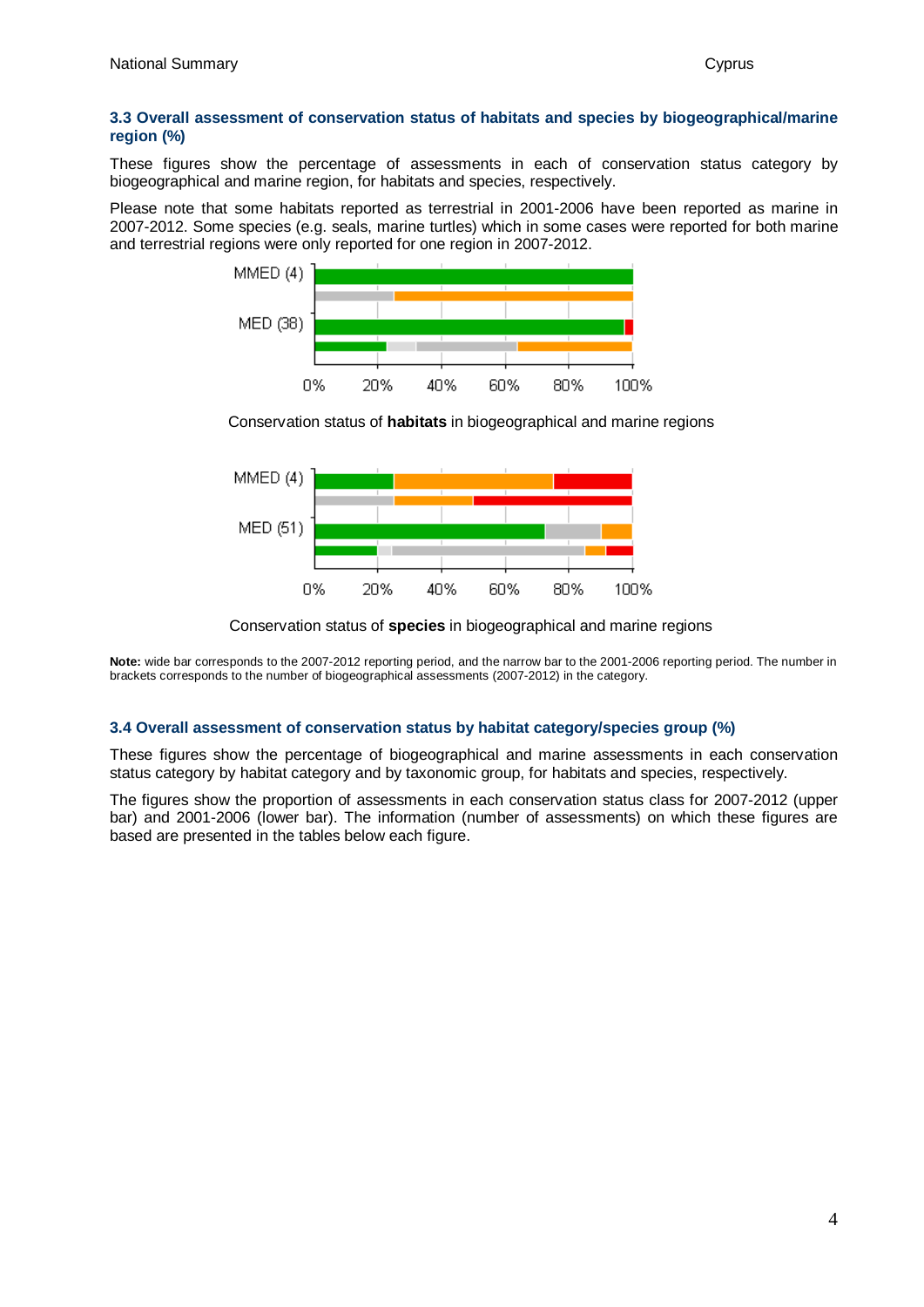### 3.3 Overall assessment of conservation status of habitats and species by biogeographical/marine region (%)

These figures show the percentage of assessments in each of conservation status category by biogeographical and marine region, for habitats and species, respectively.

Please note that some habitats reported as terrestrial in 2001-2006 have been reported as marine in 2007-2012. Some species (e.g. seals, marine turtles) which in some cases were reported for both marine and terrestrial regions were only reported for one region in 2007-2012.

Conservation status of **habitats** in biogeographical and marine regions

Conservation status of **species** in biogeographical and marine regions

**Note:** wide bar corresponds to the 2007-2012 reporting period, and the narrow bar to the 2001-2006 reporting period. The number in brackets corresponds to the number of biogeographical assessments (2007-2012) in the category.

### 3.4 Overall assessment of conservation status by habitat category/species group (%)

These figures show the percentage of biogeographical and marine assessments in each conservation status category by habitat category and by taxonomic group, for habitats and species, respectively.

The figures show the proportion of assessments in each conservation status class for 2007-2012 (upper bar) and 2001-2006 (lower bar). The information (number of assessments) on which these figures are based are presented in the tables below each figure.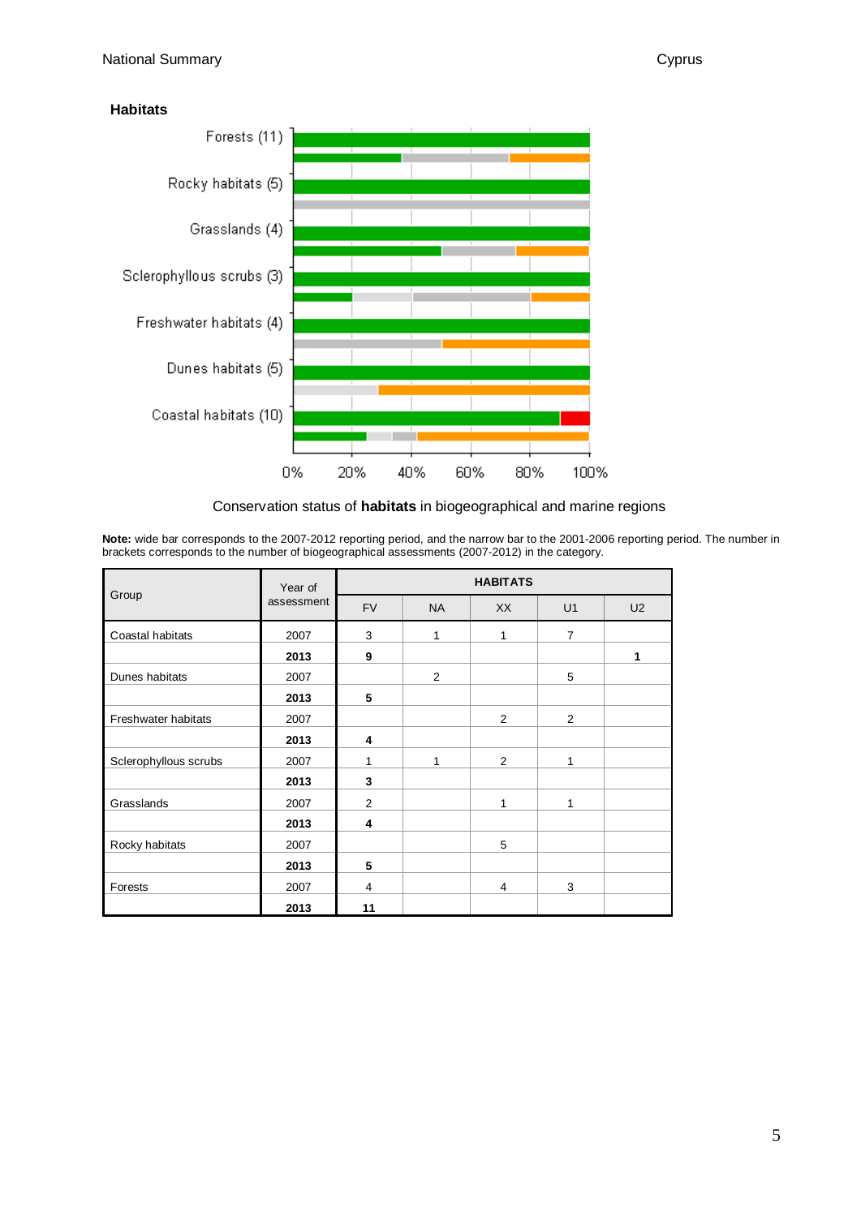### Habitats

Conservation status of **habitats** in biogeographical and marine regions

**Note:** wide bar corresponds to the 2007-2012 reporting period, and the narrow bar to the 2001-2006 reporting period. The number in brackets corresponds to the number of biogeographical assessments (2007-2012) in the category.

| Group | Year of assessment | HABITATS | | | | |
|---|---|---|---|---|---|---|
| | | FV | NA | XX | U1 | U2 |
| Coastal habitats | 2007 | 3 | 1 | 1 | 7 | |
| | **2013** | **9** | | | | **1** |
| Dunes habitats | 2007 | | 2 | | 5 | |
| | **2013** | **5** | | | | |
| Freshwater habitats | 2007 | | | 2 | 2 | |
| | **2013** | **4** | | | | |
| Sclerophyllous scrubs | 2007 | 1 | 1 | 2 | 1 | |
| | **2013** | **3** | | | | |
| Grasslands | 2007 | 2 | | 1 | 1 | |
| | **2013** | **4** | | | | |
| Rocky habitats | 2007 | | | 5 | | |
| | **2013** | **5** | | | | |
| Forests | 2007 | 4 | | 4 | 3 | |
| | **2013** | **11** | | | | |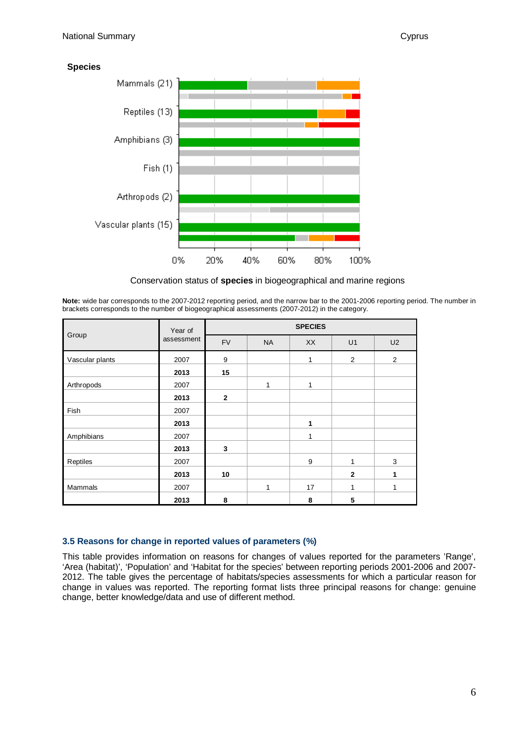## Species

Conservation status of **species** in biogeographical and marine regions

**Note:** wide bar corresponds to the 2007-2012 reporting period, and the narrow bar to the 2001-2006 reporting period. The number in brackets corresponds to the number of biogeographical assessments (2007-2012) in the category.

| Group | Year of assessment | SPECIES | | | | |
|---|---|---|---|---|---|---|
| | | FV | NA | XX | U1 | U2 |
| Vascular plants | 2007 | 9 | | 1 | 2 | 2 |
| | **2013** | **15** | | | | |
| Arthropods | 2007 | | 1 | 1 | | |
| | **2013** | **2** | | | | |
| Fish | 2007 | | | | | |
| | **2013** | | | **1** | | |
| Amphibians | 2007 | | | 1 | | |
| | **2013** | **3** | | | | |
| Reptiles | 2007 | | | 9 | 1 | 3 |
| | **2013** | **10** | | | **2** | **1** |
| Mammals | 2007 | | 1 | 17 | 1 | 1 |
| | **2013** | **8** | | **8** | **5** | |

### 3.5 Reasons for change in reported values of parameters (%)

This table provides information on reasons for changes of values reported for the parameters 'Range', 'Area (habitat)', 'Population' and 'Habitat for the species' between reporting periods 2001-2006 and 2007-2012. The table gives the percentage of habitats/species assessments for which a particular reason for change in values was reported. The reporting format lists three principal reasons for change: genuine change, better knowledge/data and use of different method.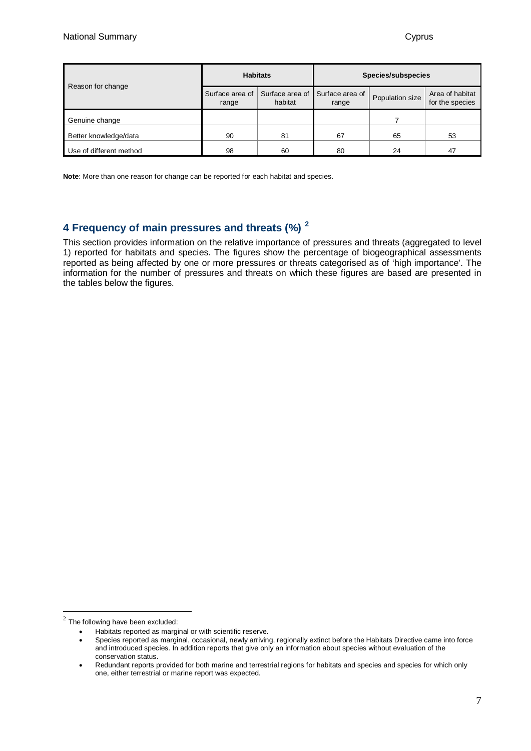| Reason for change | Habitats | | Species/subspecies | | |
|---|---|---|---|---|---|
| | Surface area of range | Surface area of habitat | Surface area of range | Population size | Area of habitat for the species |
| Genuine change | | | | 7 | |
| Better knowledge/data | 90 | 81 | 67 | 65 | 53 |
| Use of different method | 98 | 60 | 80 | 24 | 47 |

**Note**: More than one reason for change can be reported for each habitat and species.

## 4 Frequency of main pressures and threats (%) [2]

This section provides information on the relative importance of pressures and threats (aggregated to level 1) reported for habitats and species. The figures show the percentage of biogeographical assessments reported as being affected by one or more pressures or threats categorised as of 'high importance'. The information for the number of pressures and threats on which these figures are based are presented in the tables below the figures.

[2] The following have been excluded:

- Habitats reported as marginal or with scientific reserve.
- Species reported as marginal, occasional, newly arriving, regionally extinct before the Habitats Directive came into force and introduced species. In addition reports that give only an information about species without evaluation of the conservation status.
- Redundant reports provided for both marine and terrestrial regions for habitats and species and species for which only one, either terrestrial or marine report was expected.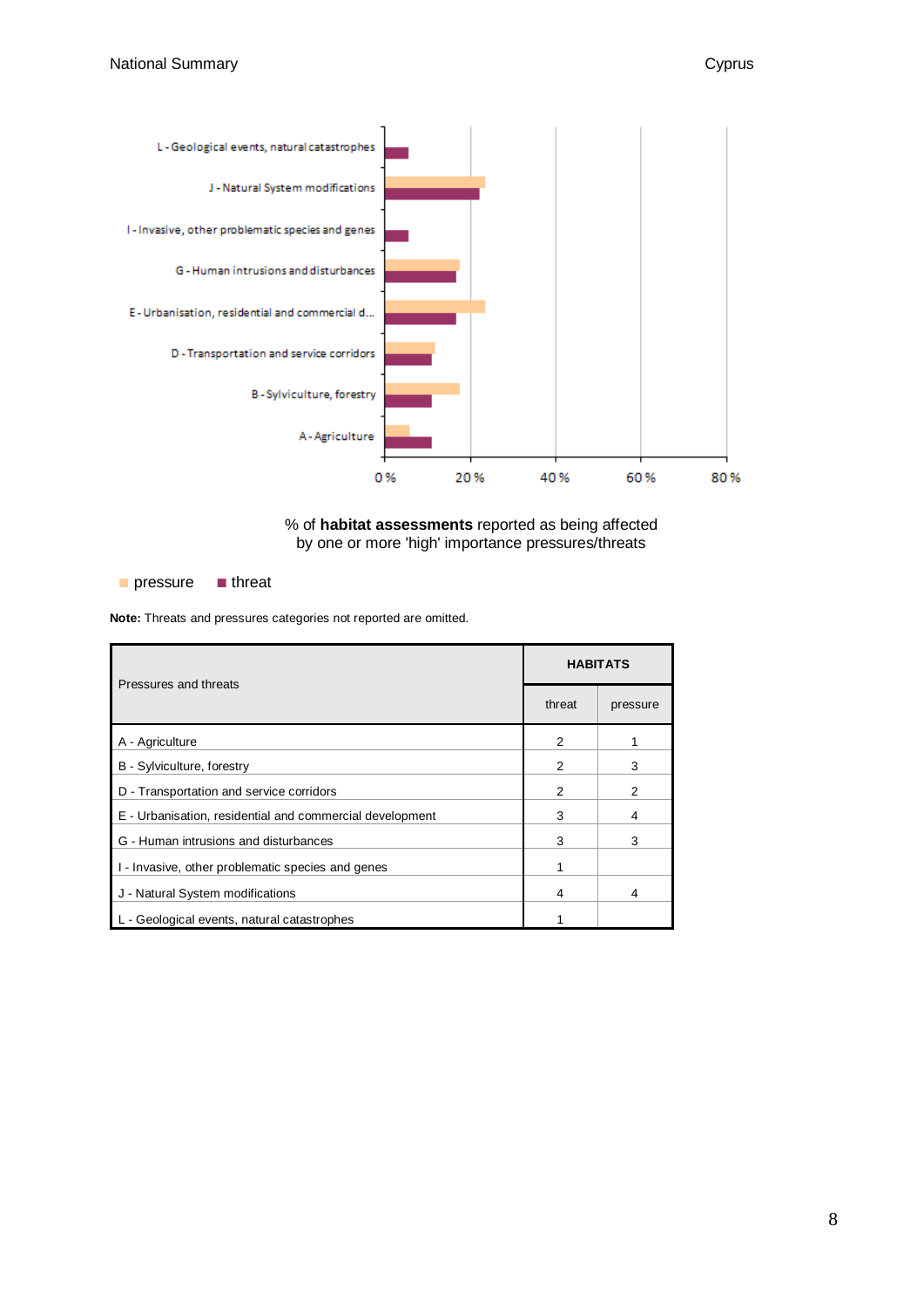% of **habitat assessments** reported as being affected by one or more 'high' importance pressures/threats

pressure threat

**Note:** Threats and pressures categories not reported are omitted.

| Pressures and threats | HABITATS | |
|---|---|---|
| | threat | pressure |
| A - Agriculture | 2 | 1 |
| B - Sylviculture, forestry | 2 | 3 |
| D - Transportation and service corridors | 2 | 2 |
| E - Urbanisation, residential and commercial development | 3 | 4 |
| G - Human intrusions and disturbances | 3 | 3 |
| I - Invasive, other problematic species and genes | 1 | |
| J - Natural System modifications | 4 | 4 |
| L - Geological events, natural catastrophes | 1 | |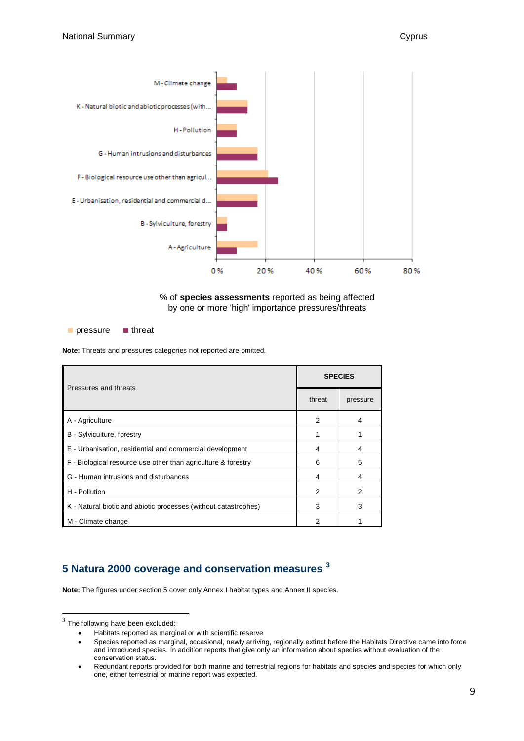M - Climate change

K - Natural biotic and abiotic processes (with...

H - Pollution

G - Human intrusions and disturbances

F - Biological resource use other than agricul...

E - Urbanisation, residential and commercial d...

B - Sylviculture, forestry

A - Agriculture

0 % 20 % 40 % 60 % 80 %

% of **species assessments** reported as being affected by one or more 'high' importance pressures/threats

■ pressure ■ threat

**Note:** Threats and pressures categories not reported are omitted.

| Pressures and threats | SPECIES | |
|---|---|---|
| | threat | pressure |
| A - Agriculture | 2 | 4 |
| B - Sylviculture, forestry | 1 | 1 |
| E - Urbanisation, residential and commercial development | 4 | 4 |
| F - Biological resource use other than agriculture & forestry | 6 | 5 |
| G - Human intrusions and disturbances | 4 | 4 |
| H - Pollution | 2 | 2 |
| K - Natural biotic and abiotic processes (without catastrophes) | 3 | 3 |
| M - Climate change | 2 | 1 |

## 5 Natura 2000 coverage and conservation measures [3]

**Note:** The figures under section 5 cover only Annex I habitat types and Annex II species.

[3] The following have been excluded:

- Habitats reported as marginal or with scientific reserve.
- Species reported as marginal, occasional, newly arriving, regionally extinct before the Habitats Directive came into force and introduced species. In addition reports that give only an information about species without evaluation of the conservation status.
- Redundant reports provided for both marine and terrestrial regions for habitats and species and species for which only one, either terrestrial or marine report was expected.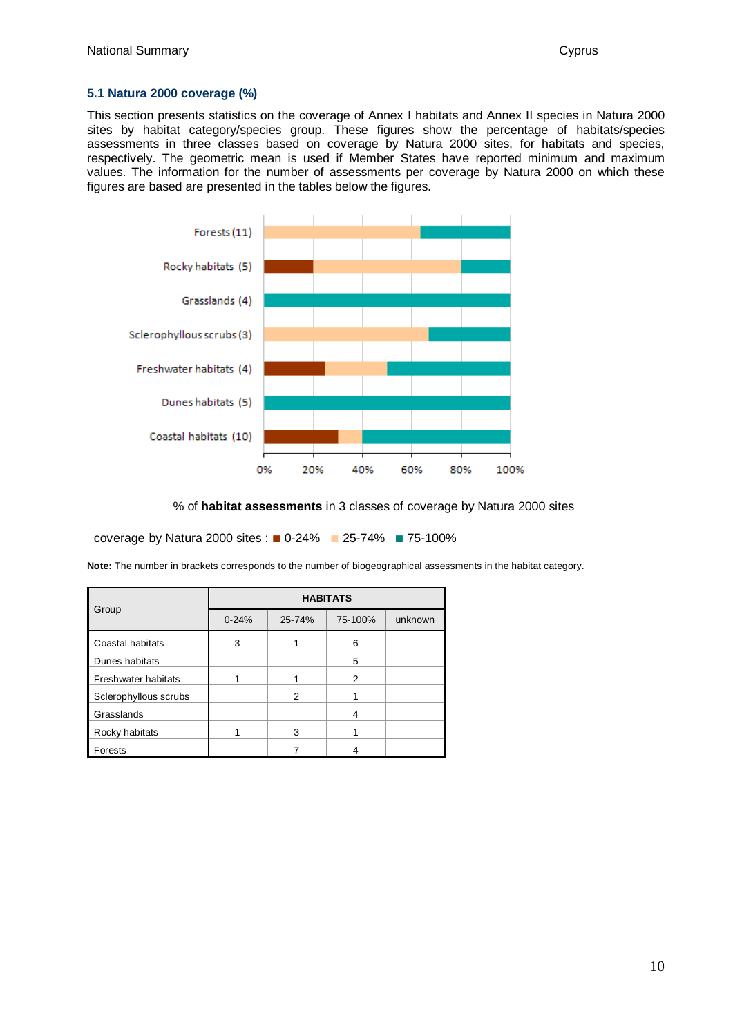## 5.1 Natura 2000 coverage (%)

This section presents statistics on the coverage of Annex I habitats and Annex II species in Natura 2000 sites by habitat category/species group. These figures show the percentage of habitats/species assessments in three classes based on coverage by Natura 2000 sites, for habitats and species, respectively. The geometric mean is used if Member States have reported minimum and maximum values. The information for the number of assessments per coverage by Natura 2000 on which these figures are based are presented in the tables below the figures.

% of **habitat assessments** in 3 classes of coverage by Natura 2000 sites

coverage by Natura 2000 sites : ■ 0-24% ■ 25-74% ■ 75-100%

**Note:** The number in brackets corresponds to the number of biogeographical assessments in the habitat category.

| Group | HABITATS | | | |
|---|---|---|---|---|
| | 0-24% | 25-74% | 75-100% | unknown |
| Coastal habitats | 3 | 1 | 6 | |
| Dunes habitats | | | 5 | |
| Freshwater habitats | 1 | 1 | 2 | |
| Sclerophyllous scrubs | | 2 | 1 | |
| Grasslands | | | 4 | |
| Rocky habitats | 1 | 3 | 1 | |
| Forests | | 7 | 4 | |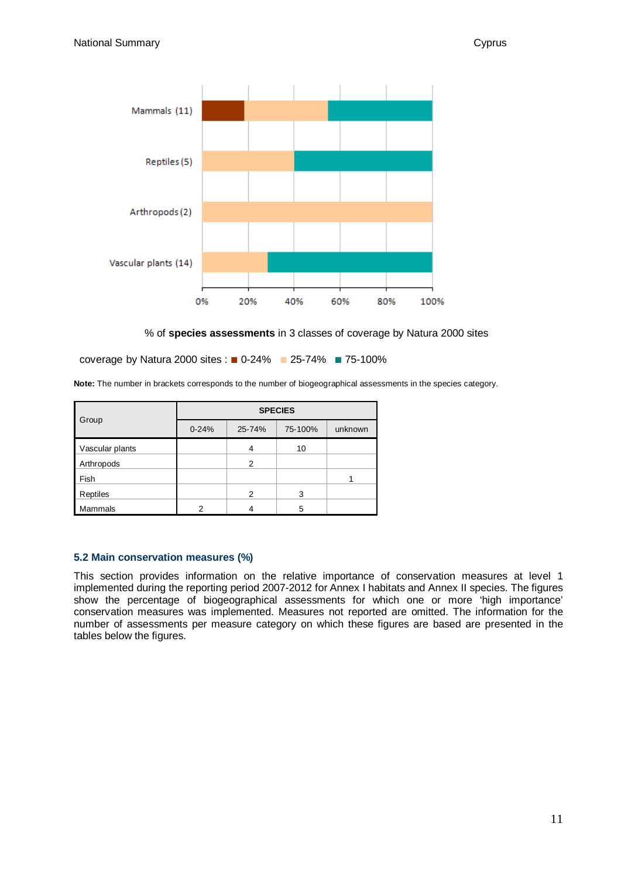% of **species assessments** in 3 classes of coverage by Natura 2000 sites

coverage by Natura 2000 sites : ■ 0-24% ■ 25-74% ■ 75-100%

**Note:** The number in brackets corresponds to the number of biogeographical assessments in the species category.

| Group | SPECIES | | | |
|---|---|---|---|---|
| | 0-24% | 25-74% | 75-100% | unknown |
| Vascular plants | | 4 | 10 | |
| Arthropods | | 2 | | |
| Fish | | | | 1 |
| Reptiles | | 2 | 3 | |
| Mammals | 2 | 4 | 5 | |

### 5.2 Main conservation measures (%)

This section provides information on the relative importance of conservation measures at level 1 implemented during the reporting period 2007-2012 for Annex I habitats and Annex II species. The figures show the percentage of biogeographical assessments for which one or more 'high importance' conservation measures was implemented. Measures not reported are omitted. The information for the number of assessments per measure category on which these figures are based are presented in the tables below the figures.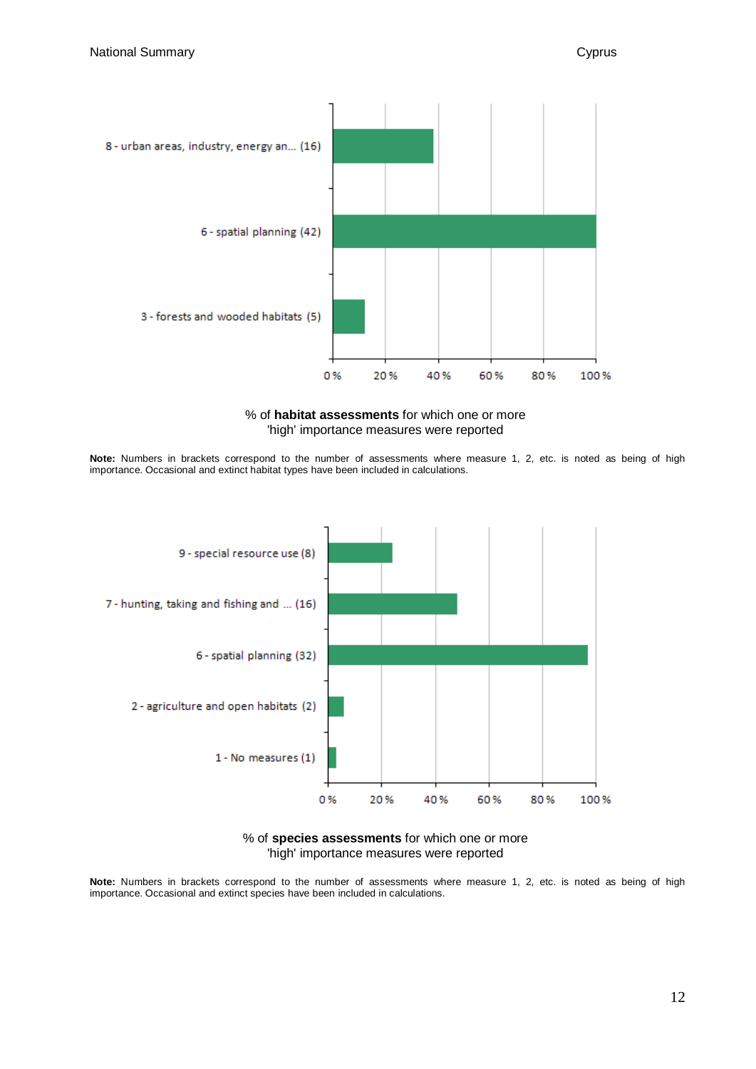| Measure | % of habitat assessments (approx.) |
|---|---|
| 8 - urban areas, industry, energy an... (16) | ~38 % |
| 6 - spatial planning (42) | 100 % |
| 3 - forests and wooded habitats (5) | ~12 % |

% of **habitat assessments** for which one or more 'high' importance measures were reported

**Note:** Numbers in brackets correspond to the number of assessments where measure 1, 2, etc. is noted as being of high importance. Occasional and extinct habitat types have been included in calculations.

| Measure | % of species assessments (approx.) |
|---|---|
| 9 - special resource use (8) | ~24 % |
| 7 - hunting, taking and fishing and ... (16) | ~48 % |
| 6 - spatial planning (32) | ~97 % |
| 2 - agriculture and open habitats (2) | ~6 % |
| 1 - No measures (1) | ~3 % |

% of **species assessments** for which one or more 'high' importance measures were reported

**Note:** Numbers in brackets correspond to the number of assessments where measure 1, 2, etc. is noted as being of high importance. Occasional and extinct species have been included in calculations.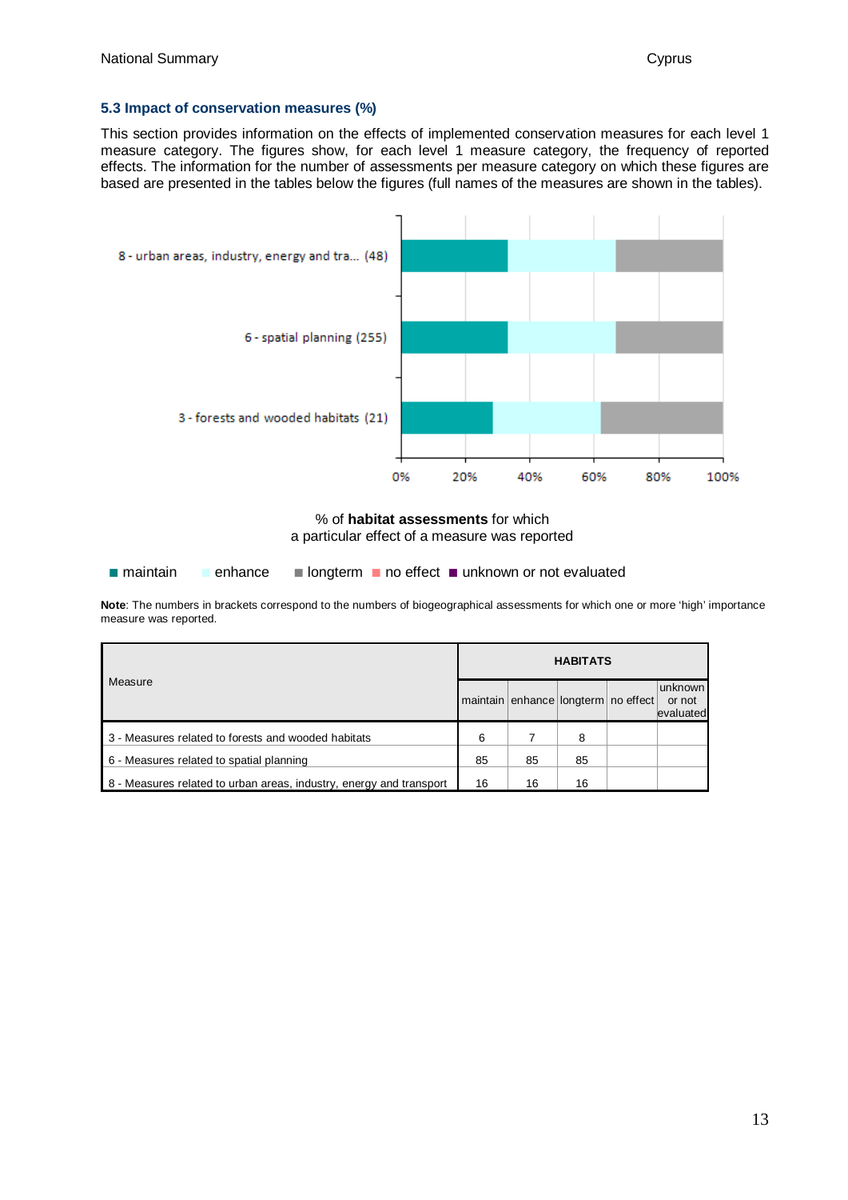### 5.3 Impact of conservation measures (%)

This section provides information on the effects of implemented conservation measures for each level 1 measure category. The figures show, for each level 1 measure category, the frequency of reported effects. The information for the number of assessments per measure category on which these figures are based are presented in the tables below the figures (full names of the measures are shown in the tables).

8 - urban areas, industry, energy and tra... (48)

6 - spatial planning (255)

3 - forests and wooded habitats (21)

0% 20% 40% 60% 80% 100%

% of **habitat assessments** for which
a particular effect of a measure was reported

■ maintain ■ enhance ■ longterm ■ no effect ■ unknown or not evaluated

**Note**: The numbers in brackets correspond to the numbers of biogeographical assessments for which one or more 'high' importance measure was reported.

| Measure | HABITATS | | | | |
|---|---|---|---|---|---|
| | maintain | enhance | longterm | no effect | unknown or not evaluated |
| 3 - Measures related to forests and wooded habitats | 6 | 7 | 8 | | |
| 6 - Measures related to spatial planning | 85 | 85 | 85 | | |
| 8 - Measures related to urban areas, industry, energy and transport | 16 | 16 | 16 | | |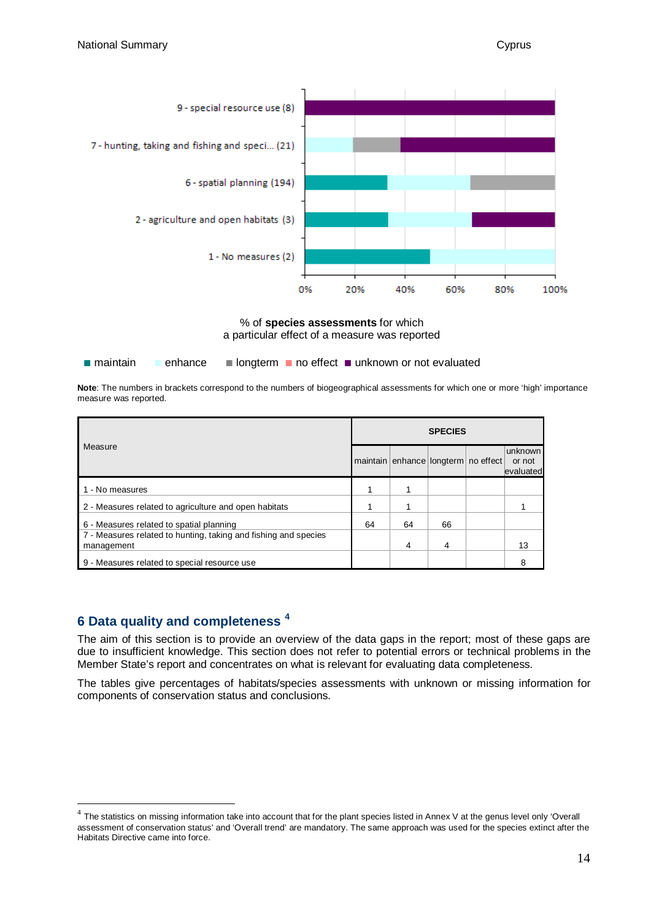9 - special resource use (8)

7 - hunting, taking and fishing and speci... (21)

6 - spatial planning (194)

2 - agriculture and open habitats (3)

1 - No measures (2)

0% 20% 40% 60% 80% 100%

% of **species assessments** for which
a particular effect of a measure was reported

■ maintain ■ enhance ■ longterm ■ no effect ■ unknown or not evaluated

**Note**: The numbers in brackets correspond to the numbers of biogeographical assessments for which one or more 'high' importance measure was reported.

| Measure | SPECIES | | | | |
|---|---|---|---|---|---|
| | maintain | enhance | longterm | no effect | unknown or not evaluated |
| 1 - No measures | 1 | 1 | | | |
| 2 - Measures related to agriculture and open habitats | 1 | 1 | | | 1 |
| 6 - Measures related to spatial planning | 64 | 64 | 66 | | |
| 7 - Measures related to hunting, taking and fishing and species management | | 4 | 4 | | 13 |
| 9 - Measures related to special resource use | | | | | 8 |

## 6 Data quality and completeness [4]

The aim of this section is to provide an overview of the data gaps in the report; most of these gaps are due to insufficient knowledge. This section does not refer to potential errors or technical problems in the Member State's report and concentrates on what is relevant for evaluating data completeness.

The tables give percentages of habitats/species assessments with unknown or missing information for components of conservation status and conclusions.

[4] The statistics on missing information take into account that for the plant species listed in Annex V at the genus level only 'Overall assessment of conservation status' and 'Overall trend' are mandatory. The same approach was used for the species extinct after the Habitats Directive came into force.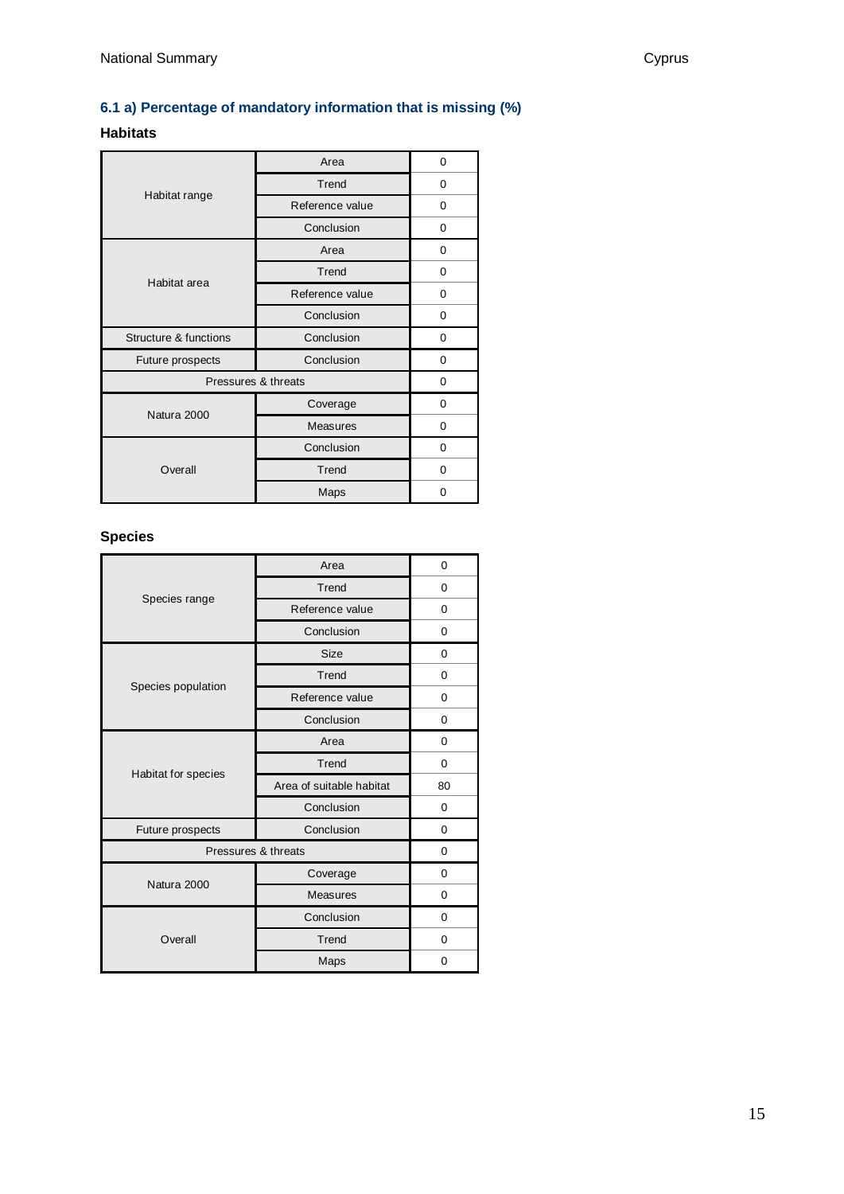### 6.1 a) Percentage of mandatory information that is missing (%)

**Habitats**

| | | |
|---|---|---|
| Habitat range | Area | 0 |
| | Trend | 0 |
| | Reference value | 0 |
| | Conclusion | 0 |
| Habitat area | Area | 0 |
| | Trend | 0 |
| | Reference value | 0 |
| | Conclusion | 0 |
| Structure & functions | Conclusion | 0 |
| Future prospects | Conclusion | 0 |
| Pressures & threats | | 0 |
| Natura 2000 | Coverage | 0 |
| | Measures | 0 |
| Overall | Conclusion | 0 |
| | Trend | 0 |
| | Maps | 0 |

**Species**

| | | |
|---|---|---|
| Species range | Area | 0 |
| | Trend | 0 |
| | Reference value | 0 |
| | Conclusion | 0 |
| Species population | Size | 0 |
| | Trend | 0 |
| | Reference value | 0 |
| | Conclusion | 0 |
| Habitat for species | Area | 0 |
| | Trend | 0 |
| | Area of suitable habitat | 80 |
| | Conclusion | 0 |
| Future prospects | Conclusion | 0 |
| Pressures & threats | | 0 |
| Natura 2000 | Coverage | 0 |
| | Measures | 0 |
| Overall | Conclusion | 0 |
| | Trend | 0 |
| | Maps | 0 |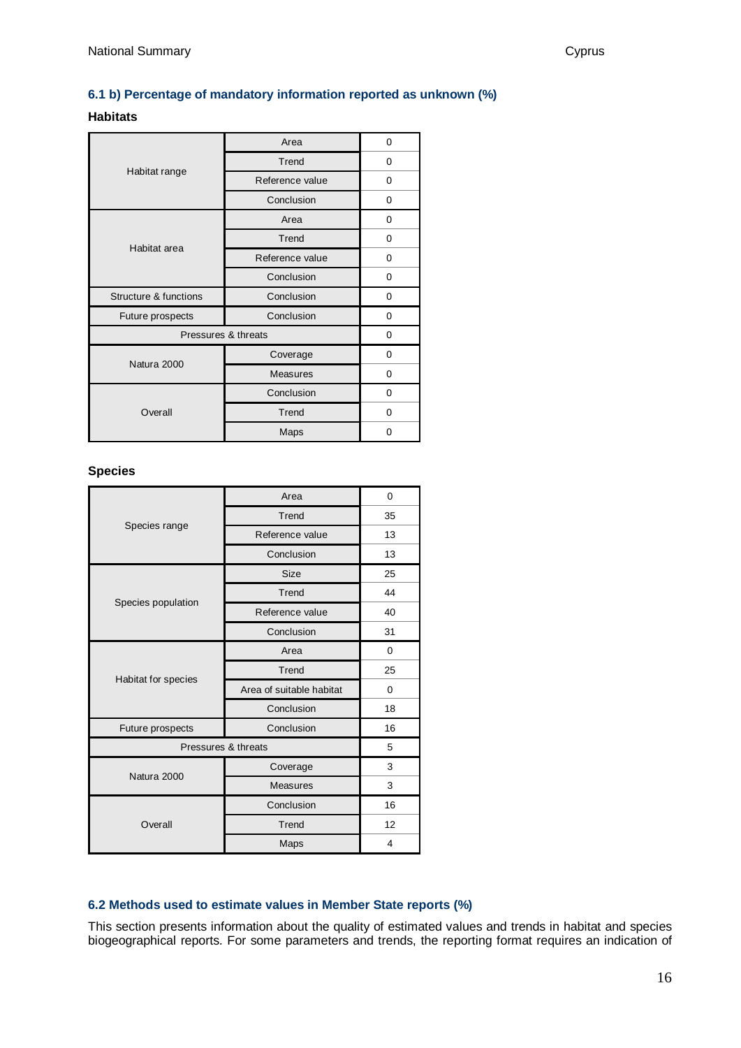### 6.1 b) Percentage of mandatory information reported as unknown (%)

**Habitats**

| | | |
|---|---|---|
| Habitat range | Area | 0 |
| | Trend | 0 |
| | Reference value | 0 |
| | Conclusion | 0 |
| Habitat area | Area | 0 |
| | Trend | 0 |
| | Reference value | 0 |
| | Conclusion | 0 |
| Structure & functions | Conclusion | 0 |
| Future prospects | Conclusion | 0 |
| Pressures & threats | | 0 |
| Natura 2000 | Coverage | 0 |
| | Measures | 0 |
| Overall | Conclusion | 0 |
| | Trend | 0 |
| | Maps | 0 |

**Species**

| | | |
|---|---|---|
| Species range | Area | 0 |
| | Trend | 35 |
| | Reference value | 13 |
| | Conclusion | 13 |
| Species population | Size | 25 |
| | Trend | 44 |
| | Reference value | 40 |
| | Conclusion | 31 |
| Habitat for species | Area | 0 |
| | Trend | 25 |
| | Area of suitable habitat | 0 |
| | Conclusion | 18 |
| Future prospects | Conclusion | 16 |
| Pressures & threats | | 5 |
| Natura 2000 | Coverage | 3 |
| | Measures | 3 |
| Overall | Conclusion | 16 |
| | Trend | 12 |
| | Maps | 4 |

### 6.2 Methods used to estimate values in Member State reports (%)

This section presents information about the quality of estimated values and trends in habitat and species biogeographical reports. For some parameters and trends, the reporting format requires an indication of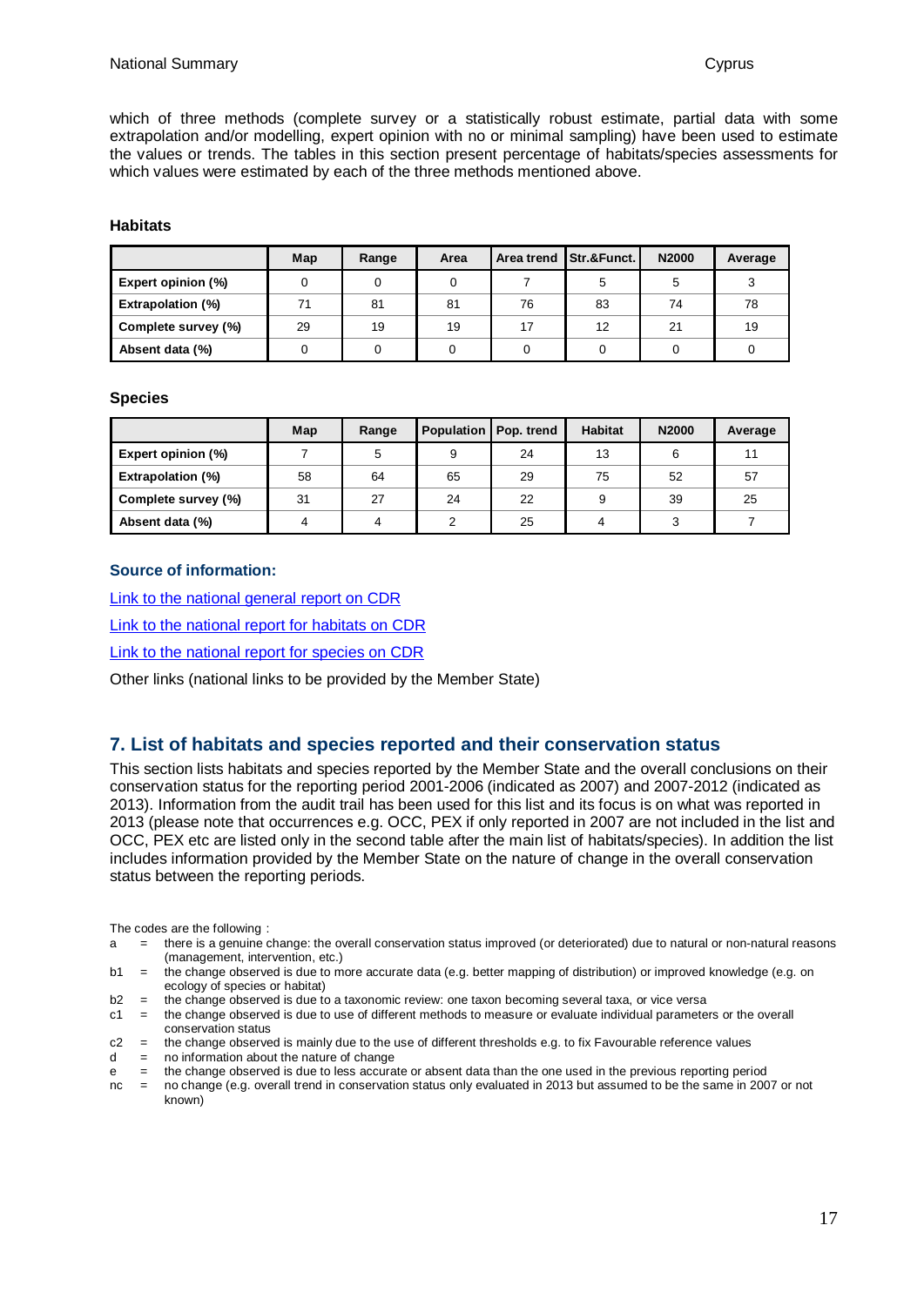which of three methods (complete survey or a statistically robust estimate, partial data with some extrapolation and/or modelling, expert opinion with no or minimal sampling) have been used to estimate the values or trends. The tables in this section present percentage of habitats/species assessments for which values were estimated by each of the three methods mentioned above.

**Habitats**

| | Map | Range | Area | Area trend | Str.&Funct. | N2000 | Average |
|---|---|---|---|---|---|---|---|
| **Expert opinion (%)** | 0 | 0 | 0 | 7 | 5 | 5 | 3 |
| **Extrapolation (%)** | 71 | 81 | 81 | 76 | 83 | 74 | 78 |
| **Complete survey (%)** | 29 | 19 | 19 | 17 | 12 | 21 | 19 |
| **Absent data (%)** | 0 | 0 | 0 | 0 | 0 | 0 | 0 |

**Species**

| | Map | Range | Population | Pop. trend | Habitat | N2000 | Average |
|---|---|---|---|---|---|---|---|
| **Expert opinion (%)** | 7 | 5 | 9 | 24 | 13 | 6 | 11 |
| **Extrapolation (%)** | 58 | 64 | 65 | 29 | 75 | 52 | 57 |
| **Complete survey (%)** | 31 | 27 | 24 | 22 | 9 | 39 | 25 |
| **Absent data (%)** | 4 | 4 | 2 | 25 | 4 | 3 | 7 |

**Source of information:**

Link to the national general report on CDR

Link to the national report for habitats on CDR

Link to the national report for species on CDR

Other links (national links to be provided by the Member State)

## 7. List of habitats and species reported and their conservation status

This section lists habitats and species reported by the Member State and the overall conclusions on their conservation status for the reporting period 2001-2006 (indicated as 2007) and 2007-2012 (indicated as 2013). Information from the audit trail has been used for this list and its focus is on what was reported in 2013 (please note that occurrences e.g. OCC, PEX if only reported in 2007 are not included in the list and OCC, PEX etc are listed only in the second table after the main list of habitats/species). In addition the list includes information provided by the Member State on the nature of change in the overall conservation status between the reporting periods.

The codes are the following :

- a = there is a genuine change: the overall conservation status improved (or deteriorated) due to natural or non-natural reasons (management, intervention, etc.)
- b1 = the change observed is due to more accurate data (e.g. better mapping of distribution) or improved knowledge (e.g. on ecology of species or habitat)
- b2 = the change observed is due to a taxonomic review: one taxon becoming several taxa, or vice versa
- c1 = the change observed is due to use of different methods to measure or evaluate individual parameters or the overall conservation status
- c2 = the change observed is mainly due to the use of different thresholds e.g. to fix Favourable reference values
- d = no information about the nature of change
- e = the change observed is due to less accurate or absent data than the one used in the previous reporting period
- nc = no change (e.g. overall trend in conservation status only evaluated in 2013 but assumed to be the same in 2007 or not known)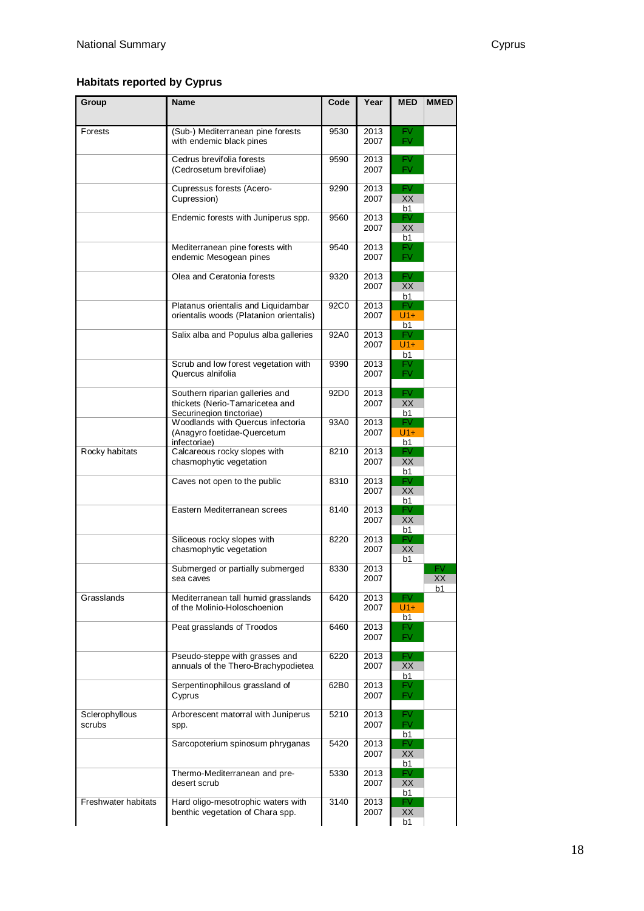## Habitats reported by Cyprus

| Group | Name | Code | Year | MED | MMED |
|---|---|---|---|---|---|
| Forests | (Sub-) Mediterranean pine forests with endemic black pines | 9530 | 2013<br>2007 | FV<br>FV | |
| | Cedrus brevifolia forests (Cedrosetum brevifoliae) | 9590 | 2013<br>2007 | FV<br>FV | |
| | Cupressus forests (Acero-Cupression) | 9290 | 2013<br>2007 | FV<br>XX<br>b1 | |
| | Endemic forests with Juniperus spp. | 9560 | 2013<br>2007 | FV<br>XX<br>b1 | |
| | Mediterranean pine forests with endemic Mesogean pines | 9540 | 2013<br>2007 | FV<br>FV | |
| | Olea and Ceratonia forests | 9320 | 2013<br>2007 | FV<br>XX<br>b1 | |
| | Platanus orientalis and Liquidambar orientalis woods (Platanion orientalis) | 92C0 | 2013<br>2007 | FV<br>U1+<br>b1 | |
| | Salix alba and Populus alba galleries | 92A0 | 2013<br>2007 | FV<br>U1+<br>b1 | |
| | Scrub and low forest vegetation with Quercus alnifolia | 9390 | 2013<br>2007 | FV<br>FV | |
| | Southern riparian galleries and thickets (Nerio-Tamaricetea and Securinegion tinctoriae) | 92D0 | 2013<br>2007 | FV<br>XX<br>b1 | |
| | Woodlands with Quercus infectoria (Anagyro foetidae-Quercetum infectoriae) | 93A0 | 2013<br>2007 | FV<br>U1+<br>b1 | |
| Rocky habitats | Calcareous rocky slopes with chasmophytic vegetation | 8210 | 2013<br>2007 | FV<br>XX<br>b1 | |
| | Caves not open to the public | 8310 | 2013<br>2007 | FV<br>XX<br>b1 | |
| | Eastern Mediterranean screes | 8140 | 2013<br>2007 | FV<br>XX<br>b1 | |
| | Siliceous rocky slopes with chasmophytic vegetation | 8220 | 2013<br>2007 | FV<br>XX<br>b1 | |
| | Submerged or partially submerged sea caves | 8330 | 2013<br>2007 | | FV<br>XX<br>b1 |
| Grasslands | Mediterranean tall humid grasslands of the Molinio-Holoschoenion | 6420 | 2013<br>2007 | FV<br>U1+<br>b1 | |
| | Peat grasslands of Troodos | 6460 | 2013<br>2007 | FV<br>FV | |
| | Pseudo-steppe with grasses and annuals of the Thero-Brachypodietea | 6220 | 2013<br>2007 | FV<br>XX<br>b1 | |
| | Serpentinophilous grassland of Cyprus | 62B0 | 2013<br>2007 | FV<br>FV | |
| Sclerophyllous scrubs | Arborescent matorral with Juniperus spp. | 5210 | 2013<br>2007 | FV<br>FV<br>b1 | |
| | Sarcopoterium spinosum phryganas | 5420 | 2013<br>2007 | FV<br>XX<br>b1 | |
| | Thermo-Mediterranean and pre-desert scrub | 5330 | 2013<br>2007 | FV<br>XX<br>b1 | |
| Freshwater habitats | Hard oligo-mesotrophic waters with benthic vegetation of Chara spp. | 3140 | 2013<br>2007 | FV<br>XX<br>b1 | |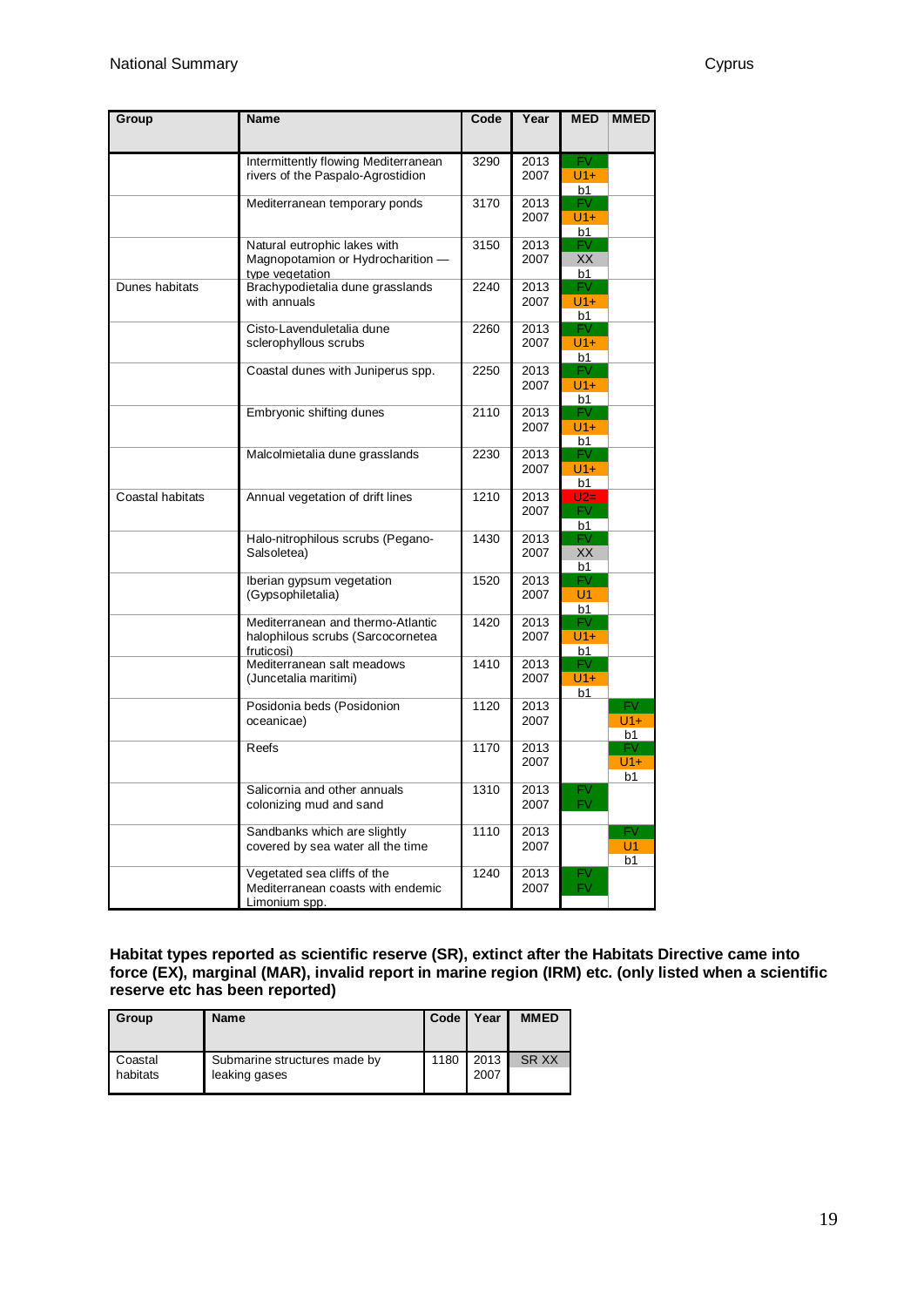| Group | Name | Code | Year | MED | MMED |
|---|---|---|---|---|---|
| | Intermittently flowing Mediterranean rivers of the Paspalo-Agrostidion | 3290 | 2013<br>2007 | FV<br>U1+<br>b1 | |
| | Mediterranean temporary ponds | 3170 | 2013<br>2007 | FV<br>U1+<br>b1 | |
| | Natural eutrophic lakes with Magnopotamion or Hydrocharition — type vegetation | 3150 | 2013<br>2007 | FV<br>XX<br>b1 | |
| Dunes habitats | Brachypodietalia dune grasslands with annuals | 2240 | 2013<br>2007 | FV<br>U1+<br>b1 | |
| | Cisto-Lavenduletalia dune sclerophyllous scrubs | 2260 | 2013<br>2007 | FV<br>U1+<br>b1 | |
| | Coastal dunes with Juniperus spp. | 2250 | 2013<br>2007 | FV<br>U1+<br>b1 | |
| | Embryonic shifting dunes | 2110 | 2013<br>2007 | FV<br>U1+<br>b1 | |
| | Malcolmietalia dune grasslands | 2230 | 2013<br>2007 | FV<br>U1+<br>b1 | |
| Coastal habitats | Annual vegetation of drift lines | 1210 | 2013<br>2007 | U2=<br>FV<br>b1 | |
| | Halo-nitrophilous scrubs (Pegano-Salsoletea) | 1430 | 2013<br>2007 | FV<br>XX<br>b1 | |
| | Iberian gypsum vegetation (Gypsophiletalia) | 1520 | 2013<br>2007 | FV<br>U1<br>b1 | |
| | Mediterranean and thermo-Atlantic halophilous scrubs (Sarcocornetea fruticosi) | 1420 | 2013<br>2007 | FV<br>U1+<br>b1 | |
| | Mediterranean salt meadows (Juncetalia maritimi) | 1410 | 2013<br>2007 | FV<br>U1+<br>b1 | |
| | Posidonia beds (Posidonion oceanicae) | 1120 | 2013<br>2007 | | FV<br>U1+<br>b1 |
| | Reefs | 1170 | 2013<br>2007 | | FV<br>U1+<br>b1 |
| | Salicornia and other annuals colonizing mud and sand | 1310 | 2013<br>2007 | FV<br>FV | |
| | Sandbanks which are slightly covered by sea water all the time | 1110 | 2013<br>2007 | | FV<br>U1<br>b1 |
| | Vegetated sea cliffs of the Mediterranean coasts with endemic Limonium spp. | 1240 | 2013<br>2007 | FV<br>FV | |

**Habitat types reported as scientific reserve (SR), extinct after the Habitats Directive came into force (EX), marginal (MAR), invalid report in marine region (IRM) etc. (only listed when a scientific reserve etc has been reported)**

| Group | Name | Code | Year | MMED |
|---|---|---|---|---|
| Coastal habitats | Submarine structures made by leaking gases | 1180 | 2013<br>2007 | SR XX |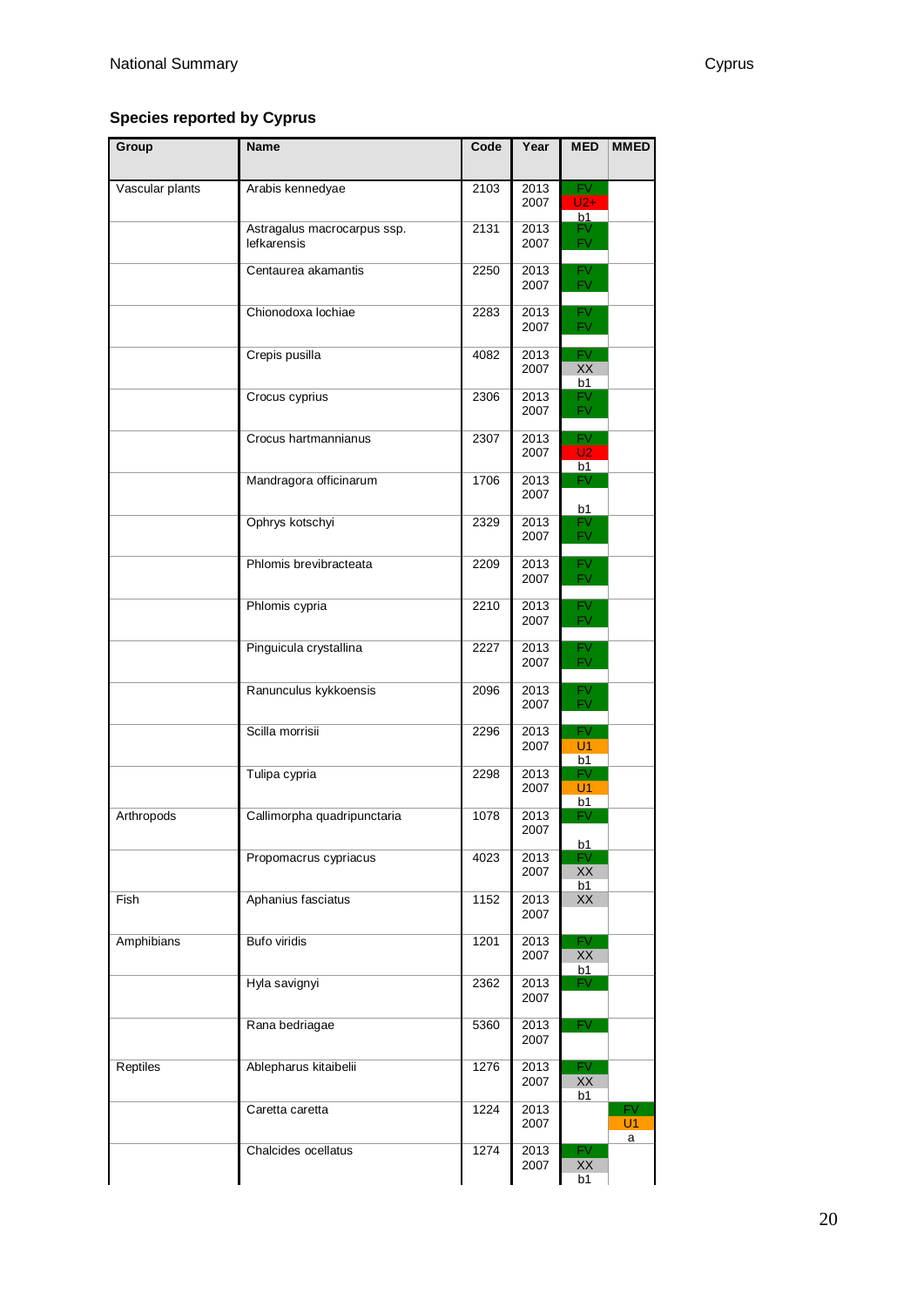### Species reported by Cyprus

| Group | Name | Code | Year | MED | MMED |
|---|---|---|---|---|---|
| Vascular plants | Arabis kennedyae | 2103 | 2013<br>2007 | FV<br>U2+<br>b1 | |
| | Astragalus macrocarpus ssp. lefkarensis | 2131 | 2013<br>2007 | FV<br>FV | |
| | Centaurea akamantis | 2250 | 2013<br>2007 | FV<br>FV | |
| | Chionodoxa lochiae | 2283 | 2013<br>2007 | FV<br>FV | |
| | Crepis pusilla | 4082 | 2013<br>2007 | FV<br>XX<br>b1 | |
| | Crocus cyprius | 2306 | 2013<br>2007 | FV<br>FV | |
| | Crocus hartmannianus | 2307 | 2013<br>2007 | FV<br>U2<br>b1 | |
| | Mandragora officinarum | 1706 | 2013<br>2007 | FV<br><br>b1 | |
| | Ophrys kotschyi | 2329 | 2013<br>2007 | FV<br>FV | |
| | Phlomis brevibracteata | 2209 | 2013<br>2007 | FV<br>FV | |
| | Phlomis cypria | 2210 | 2013<br>2007 | FV<br>FV | |
| | Pinguicula crystallina | 2227 | 2013<br>2007 | FV<br>FV | |
| | Ranunculus kykkoensis | 2096 | 2013<br>2007 | FV<br>FV | |
| | Scilla morrisii | 2296 | 2013<br>2007 | FV<br>U1<br>b1 | |
| | Tulipa cypria | 2298 | 2013<br>2007 | FV<br>U1<br>b1 | |
| Arthropods | Callimorpha quadripunctaria | 1078 | 2013<br>2007 | FV<br><br>b1 | |
| | Propomacrus cypriacus | 4023 | 2013<br>2007 | FV<br>XX<br>b1 | |
| Fish | Aphanius fasciatus | 1152 | 2013<br>2007 | XX | |
| Amphibians | Bufo viridis | 1201 | 2013<br>2007 | FV<br>XX<br>b1 | |
| | Hyla savignyi | 2362 | 2013<br>2007 | FV | |
| | Rana bedriagae | 5360 | 2013<br>2007 | FV | |
| Reptiles | Ablepharus kitaibelii | 1276 | 2013<br>2007 | FV<br>XX<br>b1 | |
| | Caretta caretta | 1224 | 2013<br>2007 | | FV<br>U1<br>a |
| | Chalcides ocellatus | 1274 | 2013<br>2007 | FV<br>XX<br>b1 | |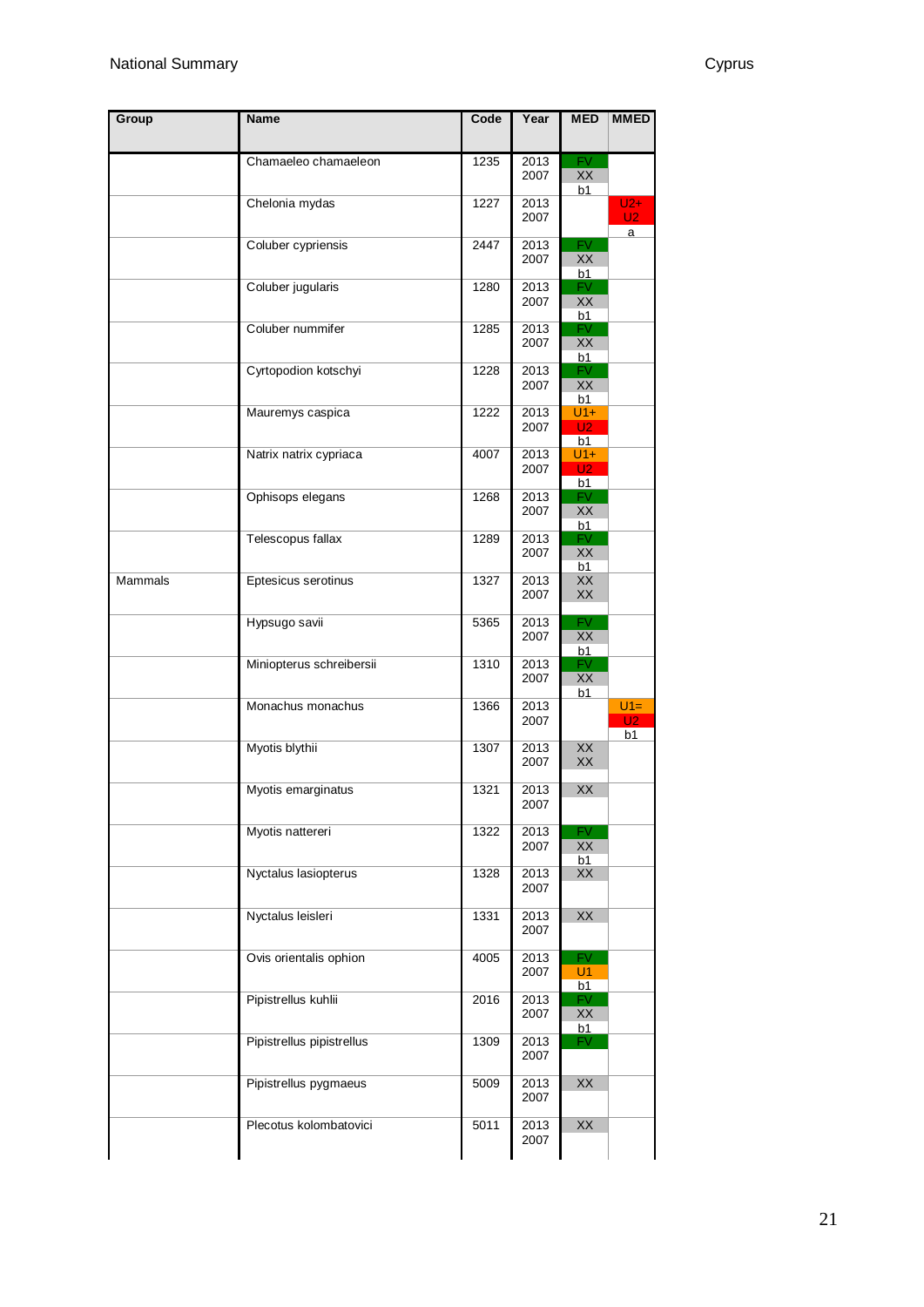| Group | Name | Code | Year | MED | MMED |
|---|---|---|---|---|---|
| | Chamaeleo chamaeleon | 1235 | 2013<br>2007 | FV<br>XX<br>b1 | |
| | Chelonia mydas | 1227 | 2013<br>2007 | | U2+<br>U2<br>a |
| | Coluber cypriensis | 2447 | 2013<br>2007 | FV<br>XX<br>b1 | |
| | Coluber jugularis | 1280 | 2013<br>2007 | FV<br>XX<br>b1 | |
| | Coluber nummifer | 1285 | 2013<br>2007 | FV<br>XX<br>b1 | |
| | Cyrtopodion kotschyi | 1228 | 2013<br>2007 | FV<br>XX<br>b1 | |
| | Mauremys caspica | 1222 | 2013<br>2007 | U1+<br>U2<br>b1 | |
| | Natrix natrix cypriaca | 4007 | 2013<br>2007 | U1+<br>U2<br>b1 | |
| | Ophisops elegans | 1268 | 2013<br>2007 | FV<br>XX<br>b1 | |
| | Telescopus fallax | 1289 | 2013<br>2007 | FV<br>XX<br>b1 | |
| Mammals | Eptesicus serotinus | 1327 | 2013<br>2007 | XX<br>XX | |
| | Hypsugo savii | 5365 | 2013<br>2007 | FV<br>XX<br>b1 | |
| | Miniopterus schreibersii | 1310 | 2013<br>2007 | FV<br>XX<br>b1 | |
| | Monachus monachus | 1366 | 2013<br>2007 | | U1=<br>U2<br>b1 |
| | Myotis blythii | 1307 | 2013<br>2007 | XX<br>XX | |
| | Myotis emarginatus | 1321 | 2013<br>2007 | XX | |
| | Myotis nattereri | 1322 | 2013<br>2007 | FV<br>XX<br>b1 | |
| | Nyctalus lasiopterus | 1328 | 2013<br>2007 | XX | |
| | Nyctalus leisleri | 1331 | 2013<br>2007 | XX | |
| | Ovis orientalis ophion | 4005 | 2013<br>2007 | FV<br>U1<br>b1 | |
| | Pipistrellus kuhlii | 2016 | 2013<br>2007 | FV<br>XX<br>b1 | |
| | Pipistrellus pipistrellus | 1309 | 2013<br>2007 | FV | |
| | Pipistrellus pygmaeus | 5009 | 2013<br>2007 | XX | |
| | Plecotus kolombatovici | 5011 | 2013<br>2007 | XX | |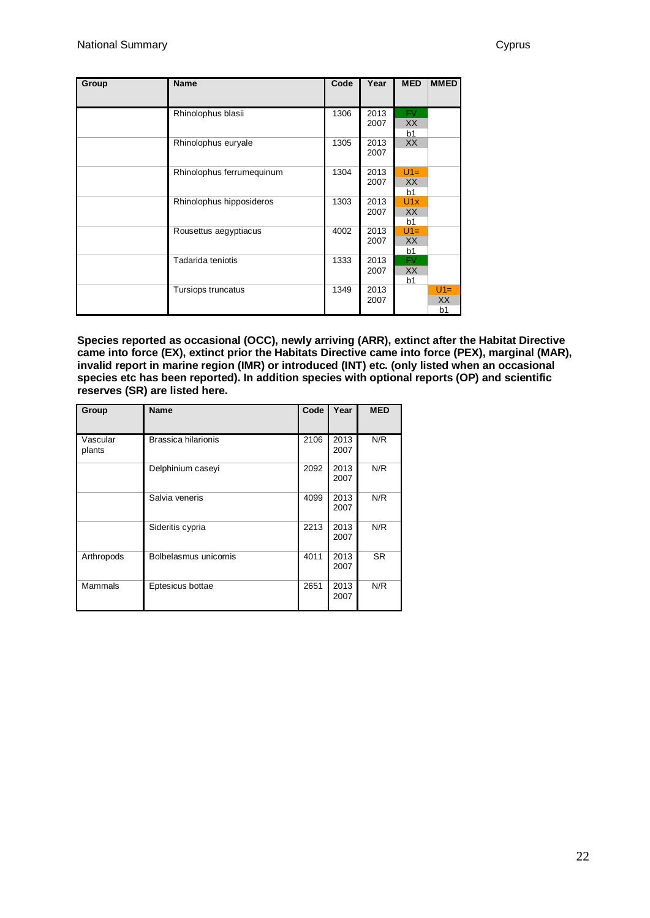| Group | Name | Code | Year | MED | MMED |
|---|---|---|---|---|---|
| | Rhinolophus blasii | 1306 | 2013<br>2007 | FV<br>XX<br>b1 | |
| | Rhinolophus euryale | 1305 | 2013<br>2007 | XX | |
| | Rhinolophus ferrumequinum | 1304 | 2013<br>2007 | U1=<br>XX<br>b1 | |
| | Rhinolophus hipposideros | 1303 | 2013<br>2007 | U1x<br>XX<br>b1 | |
| | Rousettus aegyptiacus | 4002 | 2013<br>2007 | U1=<br>XX<br>b1 | |
| | Tadarida teniotis | 1333 | 2013<br>2007 | FV<br>XX<br>b1 | |
| | Tursiops truncatus | 1349 | 2013<br>2007 | | U1=<br>XX<br>b1 |

**Species reported as occasional (OCC), newly arriving (ARR), extinct after the Habitat Directive came into force (EX), extinct prior the Habitats Directive came into force (PEX), marginal (MAR), invalid report in marine region (IMR) or introduced (INT) etc. (only listed when an occasional species etc has been reported). In addition species with optional reports (OP) and scientific reserves (SR) are listed here.**

| Group | Name | Code | Year | MED |
|---|---|---|---|---|
| Vascular plants | Brassica hilarionis | 2106 | 2013<br>2007 | N/R |
| | Delphinium caseyi | 2092 | 2013<br>2007 | N/R |
| | Salvia veneris | 4099 | 2013<br>2007 | N/R |
| | Sideritis cypria | 2213 | 2013<br>2007 | N/R |
| Arthropods | Bolbelasmus unicornis | 4011 | 2013<br>2007 | SR |
| Mammals | Eptesicus bottae | 2651 | 2013<br>2007 | N/R |